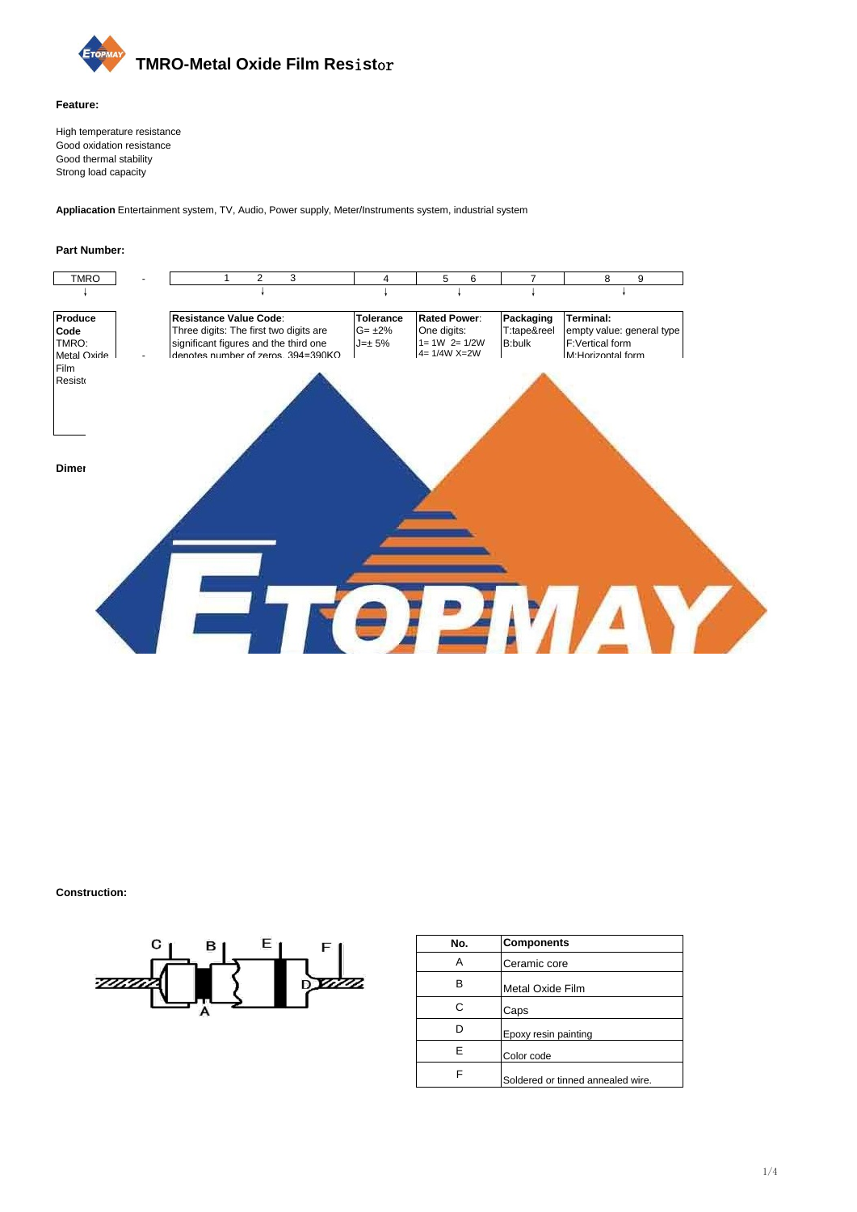# TMRO-Metal Oxide Film Resistor

**Feature:**

High temperature resistance
Good oxidation resistance
Good thermal stability
Strong load capacity

**Appliacation** Entertainment system, TV, Audio, Power supply, Meter/Instruments system, industrial system

**Part Number:**

| TMRO | - | 1 2 3 | 4 | 5 6 | 7 | 8 9 |
|---|---|---|---|---|---|---|
| ↓ | | ↓ | ↓ | ↓ | ↓ | ↓ |
| **Produce Code** TMRO: Metal Oxide Film Resisto | - | **Resistance Value Code**: Three digits: The first two digits are significant figures and the third one denotes number of zeros. 394=390KΩ | **Tolerance** G= ±2% J=± 5% | **Rated Power**: One digits: 1= 1W 2= 1/2W 4= 1/4W X=2W | **Packaging** T:tape&reel B:bulk | **Terminal:** empty value: general type F:Vertical form M:Horizontal form |

**Dimen**

**Construction:**

| No. | Components |
|---|---|
| A | Ceramic core |
| B | Metal Oxide Film |
| C | Caps |
| D | Epoxy resin painting |
| E | Color code |
| F | Soldered or tinned annealed wire. |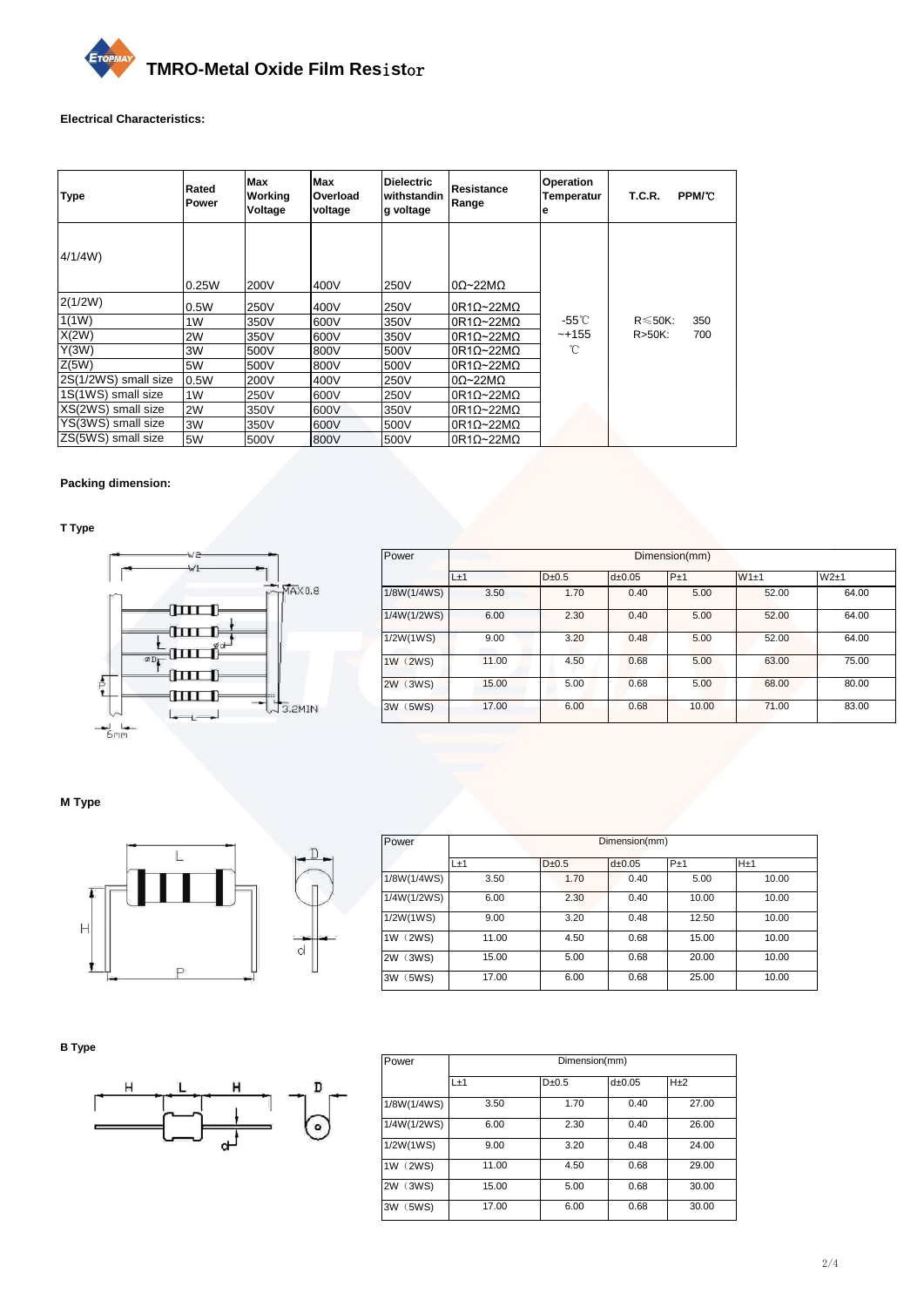# TMRO-Metal Oxide Film Resistor

**Electrical Characteristics:**

| Type | Rated Power | Max Working Voltage | Max Overload voltage | Dielectric withstanding voltage | Resistance Range | Operation Temperature | T.C.R. PPM/℃ |
|---|---|---|---|---|---|---|---|
| 4/1/4W) | 0.25W | 200V | 400V | 250V | 0Ω~22MΩ | -55℃ ~+155 ℃ | R≤50K: 350 R>50K: 700 |
| 2(1/2W) | 0.5W | 250V | 400V | 250V | 0R1Ω~22MΩ | | |
| 1(1W) | 1W | 350V | 600V | 350V | 0R1Ω~22MΩ | | |
| X(2W) | 2W | 350V | 600V | 350V | 0R1Ω~22MΩ | | |
| Y(3W) | 3W | 500V | 800V | 500V | 0R1Ω~22MΩ | | |
| Z(5W) | 5W | 500V | 800V | 500V | 0R1Ω~22MΩ | | |
| 2S(1/2WS) small size | 0.5W | 200V | 400V | 250V | 0Ω~22MΩ | | |
| 1S(1WS) small size | 1W | 250V | 600V | 250V | 0R1Ω~22MΩ | | |
| XS(2WS) small size | 2W | 350V | 600V | 350V | 0R1Ω~22MΩ | | |
| YS(3WS) small size | 3W | 350V | 600V | 500V | 0R1Ω~22MΩ | | |
| ZS(5WS) small size | 5W | 500V | 800V | 500V | 0R1Ω~22MΩ | | |

**Packing dimension:**

**T Type**

| Power | Dimension(mm) | | | | | |
|---|---|---|---|---|---|---|
| | L±1 | D±0.5 | d±0.05 | P±1 | W1±1 | W2±1 |
| 1/8W(1/4WS) | 3.50 | 1.70 | 0.40 | 5.00 | 52.00 | 64.00 |
| 1/4W(1/2WS) | 6.00 | 2.30 | 0.40 | 5.00 | 52.00 | 64.00 |
| 1/2W(1WS) | 9.00 | 3.20 | 0.48 | 5.00 | 52.00 | 64.00 |
| 1W (2WS) | 11.00 | 4.50 | 0.68 | 5.00 | 63.00 | 75.00 |
| 2W (3WS) | 15.00 | 5.00 | 0.68 | 5.00 | 68.00 | 80.00 |
| 3W (5WS) | 17.00 | 6.00 | 0.68 | 10.00 | 71.00 | 83.00 |

**M Type**

| Power | Dimension(mm) | | | | |
|---|---|---|---|---|---|
| | L±1 | D±0.5 | d±0.05 | P±1 | H±1 |
| 1/8W(1/4WS) | 3.50 | 1.70 | 0.40 | 5.00 | 10.00 |
| 1/4W(1/2WS) | 6.00 | 2.30 | 0.40 | 10.00 | 10.00 |
| 1/2W(1WS) | 9.00 | 3.20 | 0.48 | 12.50 | 10.00 |
| 1W (2WS) | 11.00 | 4.50 | 0.68 | 15.00 | 10.00 |
| 2W (3WS) | 15.00 | 5.00 | 0.68 | 20.00 | 10.00 |
| 3W (5WS) | 17.00 | 6.00 | 0.68 | 25.00 | 10.00 |

**B Type**

| Power | Dimension(mm) | | | |
|---|---|---|---|---|
| | L±1 | D±0.5 | d±0.05 | H±2 |
| 1/8W(1/4WS) | 3.50 | 1.70 | 0.40 | 27.00 |
| 1/4W(1/2WS) | 6.00 | 2.30 | 0.40 | 26.00 |
| 1/2W(1WS) | 9.00 | 3.20 | 0.48 | 24.00 |
| 1W (2WS) | 11.00 | 4.50 | 0.68 | 29.00 |
| 2W (3WS) | 15.00 | 5.00 | 0.68 | 30.00 |
| 3W (5WS) | 17.00 | 6.00 | 0.68 | 30.00 |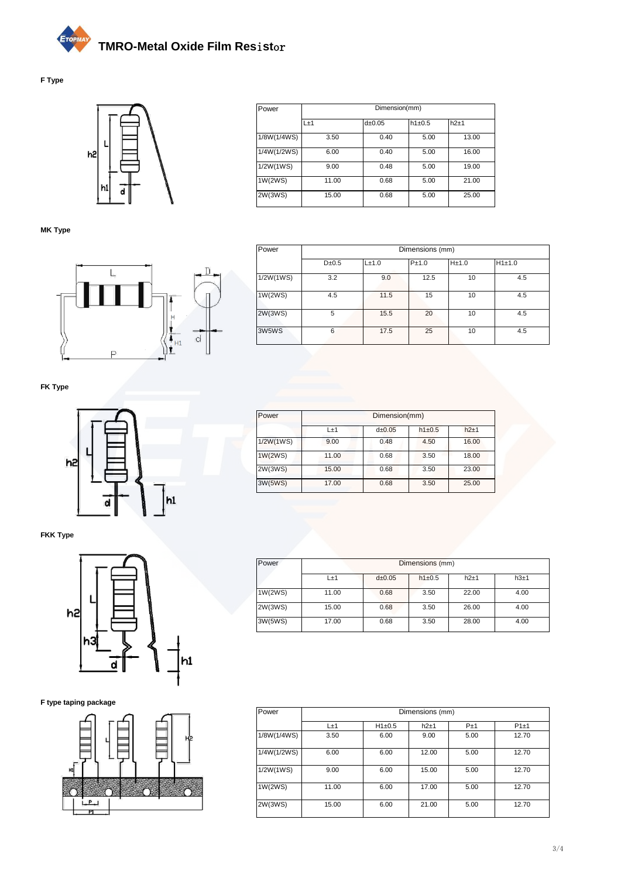# TMRO-Metal Oxide Film Resistor

### F Type

| Power | Dimension(mm) | | | |
|---|---|---|---|---|
| | L±1 | d±0.05 | h1±0.5 | h2±1 |
| 1/8W(1/4WS) | 3.50 | 0.40 | 5.00 | 13.00 |
| 1/4W(1/2WS) | 6.00 | 0.40 | 5.00 | 16.00 |
| 1/2W(1WS) | 9.00 | 0.48 | 5.00 | 19.00 |
| 1W(2WS) | 11.00 | 0.68 | 5.00 | 21.00 |
| 2W(3WS) | 15.00 | 0.68 | 5.00 | 25.00 |

### MK Type

| Power | Dimensions (mm) | | | | |
|---|---|---|---|---|---|
| | D±0.5 | L±1.0 | P±1.0 | H±1.0 | H1±1.0 |
| 1/2W(1WS) | 3.2 | 9.0 | 12.5 | 10 | 4.5 |
| 1W(2WS) | 4.5 | 11.5 | 15 | 10 | 4.5 |
| 2W(3WS) | 5 | 15.5 | 20 | 10 | 4.5 |
| 3W5WS | 6 | 17.5 | 25 | 10 | 4.5 |

### FK Type

| Power | Dimension(mm) | | | |
|---|---|---|---|---|
| | L±1 | d±0.05 | h1±0.5 | h2±1 |
| 1/2W(1WS) | 9.00 | 0.48 | 4.50 | 16.00 |
| 1W(2WS) | 11.00 | 0.68 | 3.50 | 18.00 |
| 2W(3WS) | 15.00 | 0.68 | 3.50 | 23.00 |
| 3W(5WS) | 17.00 | 0.68 | 3.50 | 25.00 |

### FKK Type

| Power | Dimensions (mm) | | | | |
|---|---|---|---|---|---|
| | L±1 | d±0.05 | h1±0.5 | h2±1 | h3±1 |
| 1W(2WS) | 11.00 | 0.68 | 3.50 | 22.00 | 4.00 |
| 2W(3WS) | 15.00 | 0.68 | 3.50 | 26.00 | 4.00 |
| 3W(5WS) | 17.00 | 0.68 | 3.50 | 28.00 | 4.00 |

### F type taping package

| Power | Dimensions (mm) | | | | |
|---|---|---|---|---|---|
| | L±1 | H1±0.5 | h2±1 | P±1 | P1±1 |
| 1/8W(1/4WS) | 3.50 | 6.00 | 9.00 | 5.00 | 12.70 |
| 1/4W(1/2WS) | 6.00 | 6.00 | 12.00 | 5.00 | 12.70 |
| 1/2W(1WS) | 9.00 | 6.00 | 15.00 | 5.00 | 12.70 |
| 1W(2WS) | 11.00 | 6.00 | 17.00 | 5.00 | 12.70 |
| 2W(3WS) | 15.00 | 6.00 | 21.00 | 5.00 | 12.70 |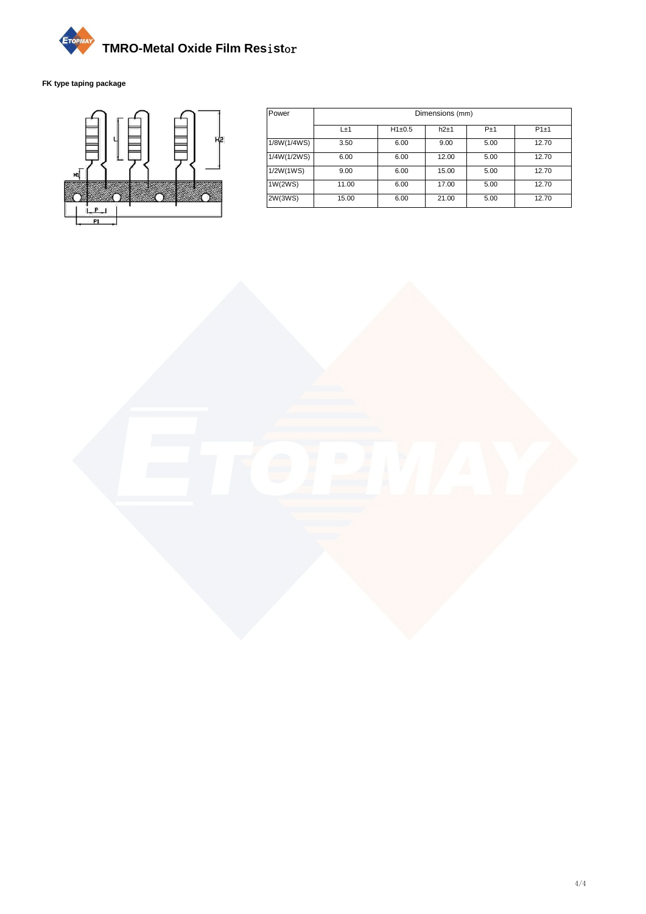# TMRO-Metal Oxide Film Resistor

**FK type taping package**

L
H2
H1
P
P1

| Power | Dimensions (mm) | | | | |
|---|---|---|---|---|---|
| | L±1 | H1±0.5 | h2±1 | P±1 | P1±1 |
| 1/8W(1/4WS) | 3.50 | 6.00 | 9.00 | 5.00 | 12.70 |
| 1/4W(1/2WS) | 6.00 | 6.00 | 12.00 | 5.00 | 12.70 |
| 1/2W(1WS) | 9.00 | 6.00 | 15.00 | 5.00 | 12.70 |
| 1W(2WS) | 11.00 | 6.00 | 17.00 | 5.00 | 12.70 |
| 2W(3WS) | 15.00 | 6.00 | 21.00 | 5.00 | 12.70 |